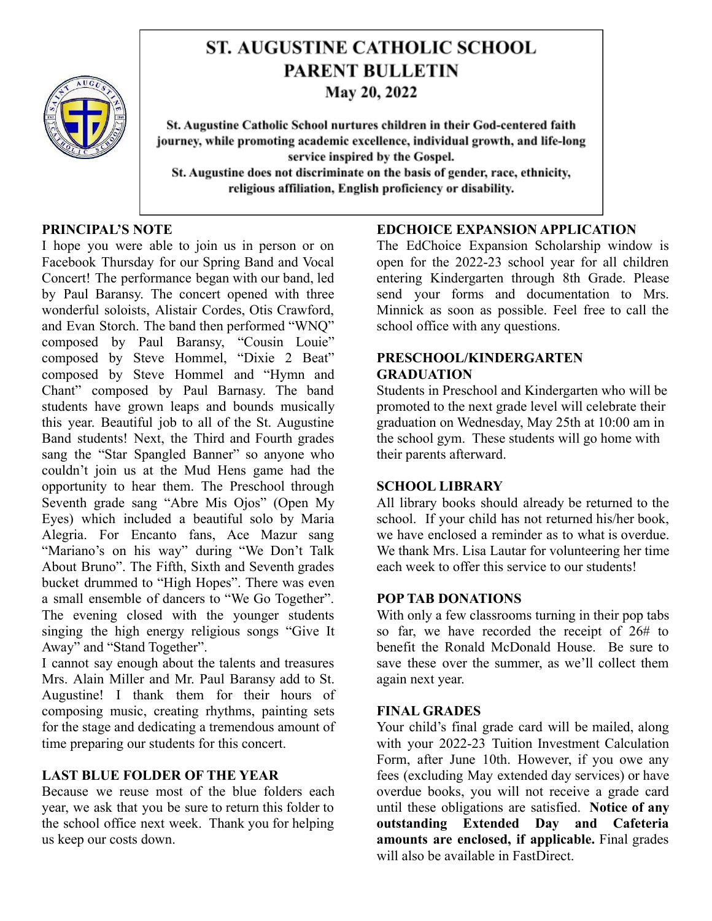# ST. AUGUSTINE CATHOLIC SCHOOL PARENT BULLETIN

**May 20, 2022**

**St. Augustine Catholic School nurtures children in their God-centered faith journey, while promoting academic excellence, individual growth, and life-long service inspired by the Gospel.**

**St. Augustine does not discriminate on the basis of gender, race, ethnicity, religious affiliation, English proficiency or disability.**

## PRINCIPAL'S NOTE

I hope you were able to join us in person or on Facebook Thursday for our Spring Band and Vocal Concert! The performance began with our band, led by Paul Baransy. The concert opened with three wonderful soloists, Alistair Cordes, Otis Crawford, and Evan Storch. The band then performed "WNQ" composed by Paul Baransy, "Cousin Louie" composed by Steve Hommel, "Dixie 2 Beat" composed by Steve Hommel and "Hymn and Chant" composed by Paul Barnasy. The band students have grown leaps and bounds musically this year. Beautiful job to all of the St. Augustine Band students! Next, the Third and Fourth grades sang the "Star Spangled Banner" so anyone who couldn't join us at the Mud Hens game had the opportunity to hear them. The Preschool through Seventh grade sang "Abre Mis Ojos" (Open My Eyes) which included a beautiful solo by Maria Alegria. For Encanto fans, Ace Mazur sang "Mariano's on his way" during "We Don't Talk About Bruno". The Fifth, Sixth and Seventh grades bucket drummed to "High Hopes". There was even a small ensemble of dancers to "We Go Together". The evening closed with the younger students singing the high energy religious songs "Give It Away" and "Stand Together".

I cannot say enough about the talents and treasures Mrs. Alain Miller and Mr. Paul Baransy add to St. Augustine! I thank them for their hours of composing music, creating rhythms, painting sets for the stage and dedicating a tremendous amount of time preparing our students for this concert.

## LAST BLUE FOLDER OF THE YEAR

Because we reuse most of the blue folders each year, we ask that you be sure to return this folder to the school office next week. Thank you for helping us keep our costs down.

## EDCHOICE EXPANSION APPLICATION

The EdChoice Expansion Scholarship window is open for the 2022-23 school year for all children entering Kindergarten through 8th Grade. Please send your forms and documentation to Mrs. Minnick as soon as possible. Feel free to call the school office with any questions.

## PRESCHOOL/KINDERGARTEN GRADUATION

Students in Preschool and Kindergarten who will be promoted to the next grade level will celebrate their graduation on Wednesday, May 25th at 10:00 am in the school gym. These students will go home with their parents afterward.

## SCHOOL LIBRARY

All library books should already be returned to the school. If your child has not returned his/her book, we have enclosed a reminder as to what is overdue. We thank Mrs. Lisa Lautar for volunteering her time each week to offer this service to our students!

## POP TAB DONATIONS

With only a few classrooms turning in their pop tabs so far, we have recorded the receipt of 26# to benefit the Ronald McDonald House. Be sure to save these over the summer, as we'll collect them again next year.

## FINAL GRADES

Your child's final grade card will be mailed, along with your 2022-23 Tuition Investment Calculation Form, after June 10th. However, if you owe any fees (excluding May extended day services) or have overdue books, you will not receive a grade card until these obligations are satisfied. **Notice of any outstanding Extended Day and Cafeteria amounts are enclosed, if applicable.** Final grades will also be available in FastDirect.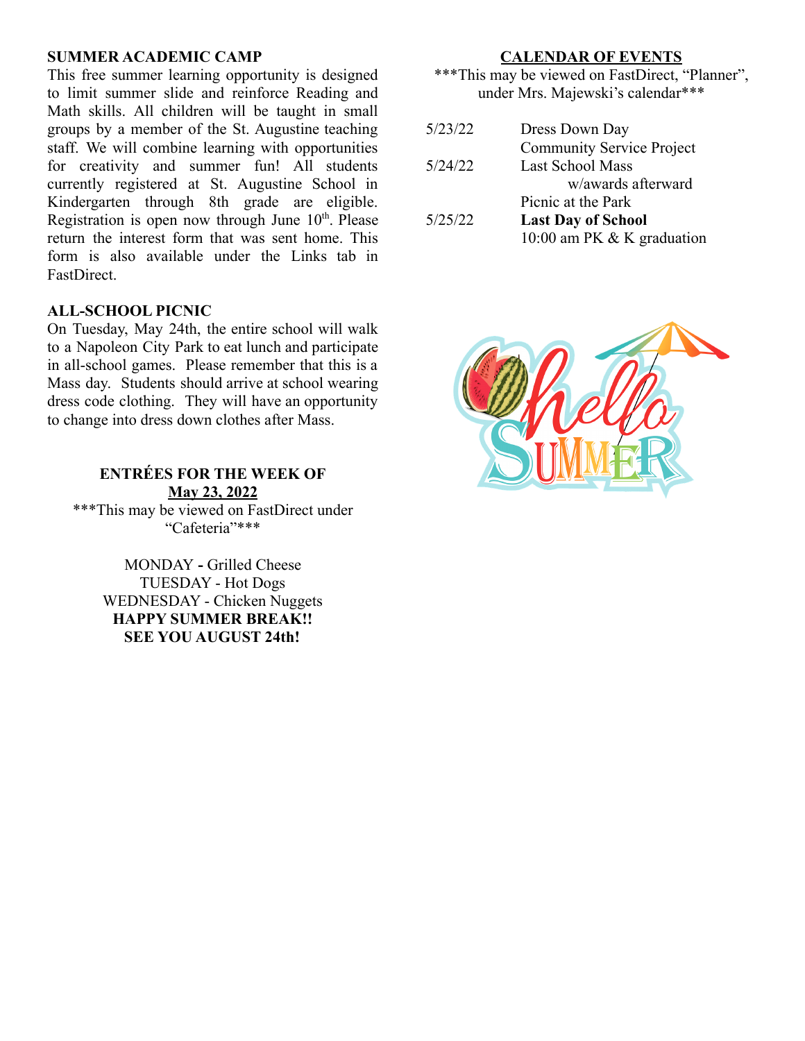## SUMMER ACADEMIC CAMP

This free summer learning opportunity is designed to limit summer slide and reinforce Reading and Math skills. All children will be taught in small groups by a member of the St. Augustine teaching staff. We will combine learning with opportunities for creativity and summer fun! All students currently registered at St. Augustine School in Kindergarten through 8th grade are eligible. Registration is open now through June 10th. Please return the interest form that was sent home. This form is also available under the Links tab in FastDirect.

## ALL-SCHOOL PICNIC

On Tuesday, May 24th, the entire school will walk to a Napoleon City Park to eat lunch and participate in all-school games. Please remember that this is a Mass day. Students should arrive at school wearing dress code clothing. They will have an opportunity to change into dress down clothes after Mass.

## ENTRÉES FOR THE WEEK OF May 23, 2022

***This may be viewed on FastDirect under "Cafeteria"***

MONDAY - Grilled Cheese
TUESDAY - Hot Dogs
WEDNESDAY - Chicken Nuggets
**HAPPY SUMMER BREAK!!**
**SEE YOU AUGUST 24th!**

## CALENDAR OF EVENTS

***This may be viewed on FastDirect, "Planner", under Mrs. Majewski's calendar***

| | |
|---|---|
| 5/23/22 | Dress Down Day<br>Community Service Project |
| 5/24/22 | Last School Mass<br>w/awards afterward<br>Picnic at the Park |
| 5/25/22 | **Last Day of School**<br>10:00 am PK & K graduation |